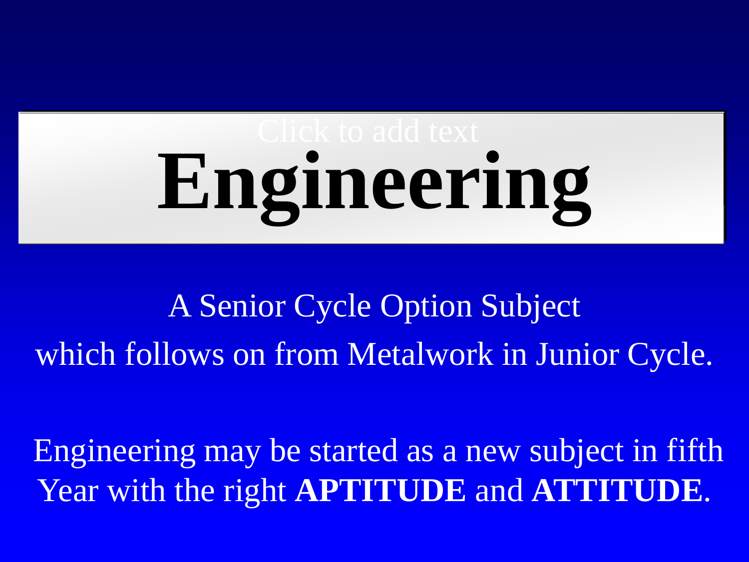# Engineering

A Senior Cycle Option Subject
which follows on from Metalwork in Junior Cycle.

Engineering may be started as a new subject in fifth Year with the right **APTITUDE** and **ATTITUDE**.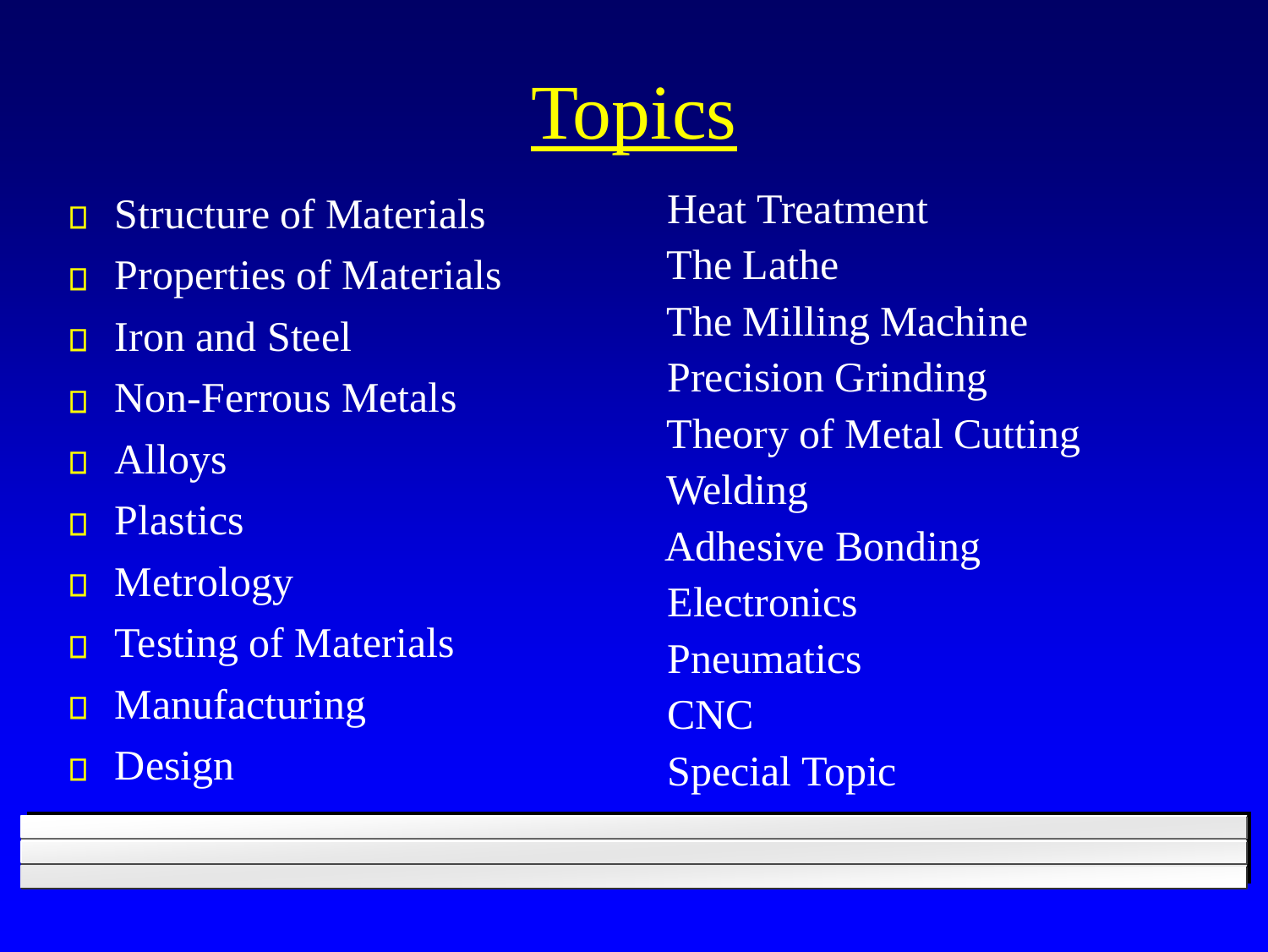# Topics

- Structure of Materials
- Properties of Materials
- Iron and Steel
- Non-Ferrous Metals
- Alloys
- Plastics
- Metrology
- Testing of Materials
- Manufacturing
- Design

Heat Treatment
The Lathe
The Milling Machine
Precision Grinding
Theory of Metal Cutting
Welding
Adhesive Bonding
Electronics
Pneumatics
CNC
Special Topic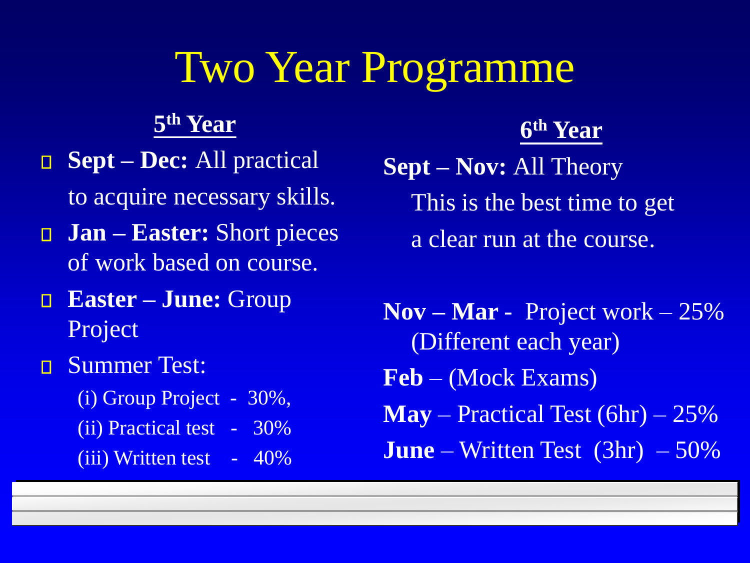# Two Year Programme

## 5th Year

- **Sept – Dec:** All practical to acquire necessary skills.
- **Jan – Easter:** Short pieces of work based on course.
- **Easter – June:** Group Project
- Summer Test:
  - (i) Group Project - 30%,
  - (ii) Practical test - 30%
  - (iii) Written test - 40%

## 6th Year

**Sept – Nov:** All Theory

This is the best time to get a clear run at the course.

**Nov – Mar** - Project work – 25% (Different each year)

**Feb** – (Mock Exams)

**May** – Practical Test (6hr) – 25%

**June** – Written Test (3hr) – 50%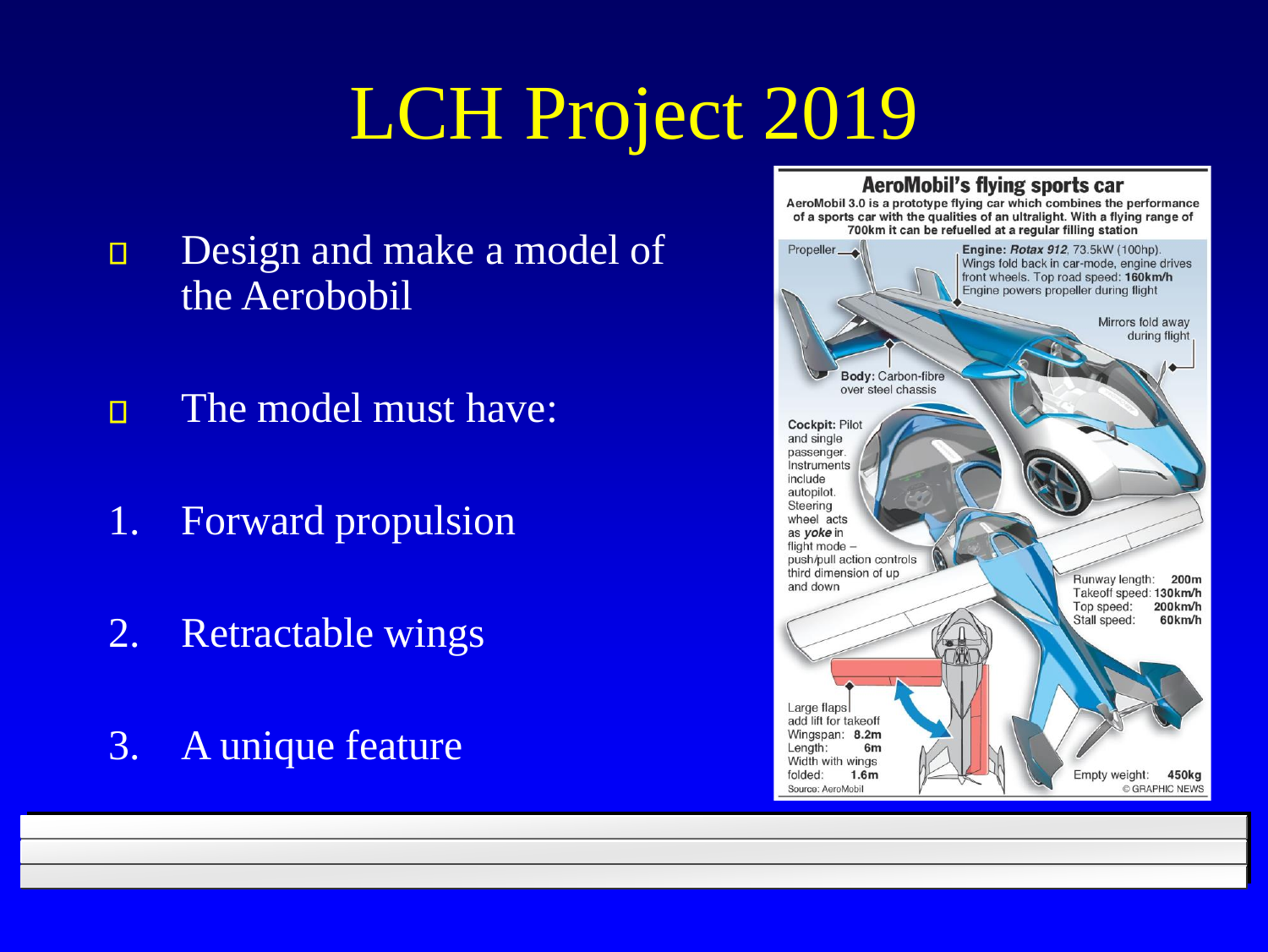# LCH Project 2019

- Design and make a model of the Aerobobil
- The model must have:

1. Forward propulsion
2. Retractable wings
3. A unique feature

## AeroMobil's flying sports car

AeroMobil 3.0 is a prototype flying car which combines the performance of a sports car with the qualities of an ultralight. With a flying range of 700km it can be refuelled at a regular filling station

Propeller

**Engine:** ***Rotax 912***, 73.5kW (100hp). Wings fold back in car-mode, engine drives front wheels. Top road speed: **160km/h** Engine powers propeller during flight

Mirrors fold away during flight

**Body:** Carbon-fibre over steel chassis

**Cockpit:** Pilot and single passenger. Instruments include autopilot. Steering wheel acts as ***yoke*** in flight mode – push/pull action controls third dimension of up and down

| | |
|---|---|
| Runway length: | **200m** |
| Takeoff speed: | **130km/h** |
| Top speed: | **200km/h** |
| Stall speed: | **60km/h** |

Large flaps add lift for takeoff

| | |
|---|---|
| Wingspan: | **8.2m** |
| Length: | **6m** |
| Width with wings folded: | **1.6m** |

Empty weight: **450kg**

Source: AeroMobil

© GRAPHIC NEWS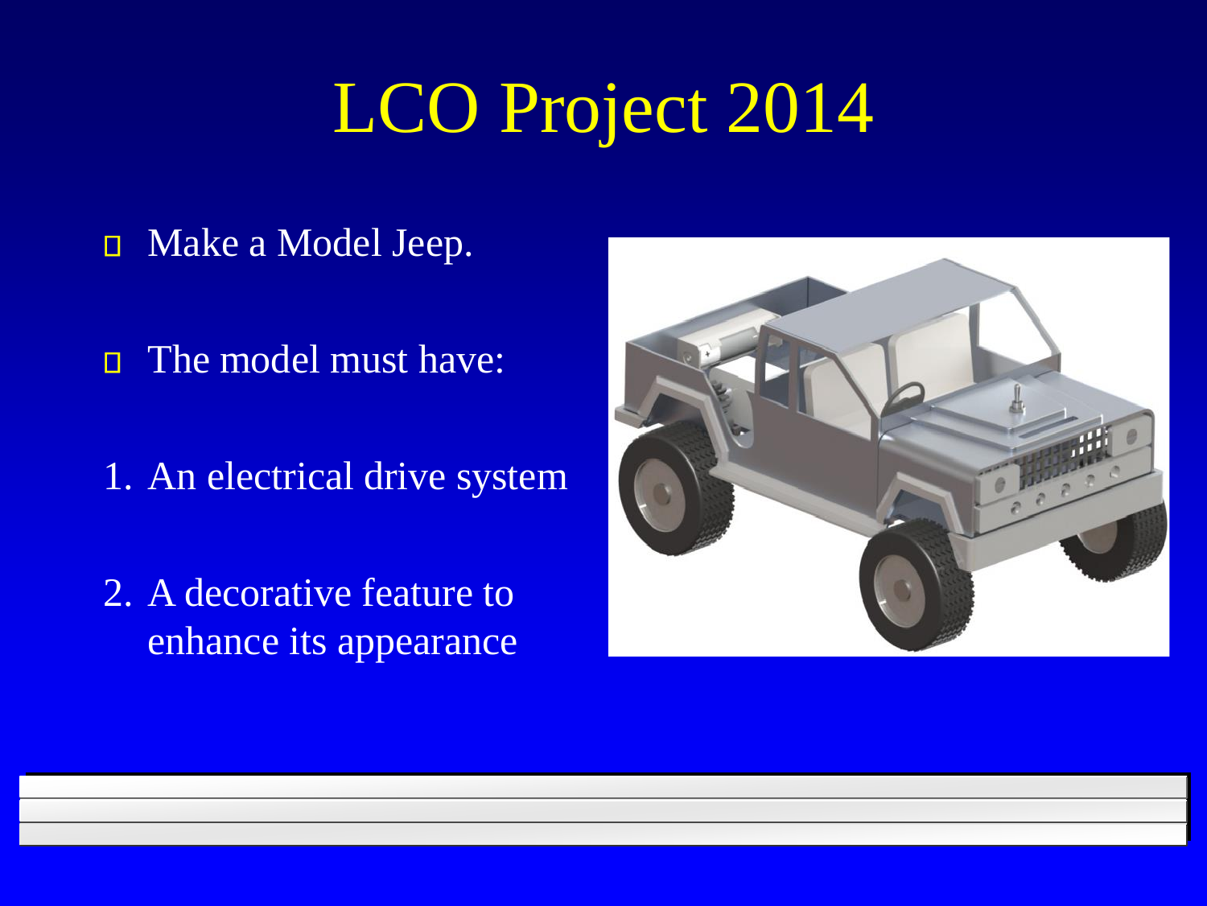# LCO Project 2014

- Make a Model Jeep.
- The model must have:

1. An electrical drive system
2. A decorative feature to enhance its appearance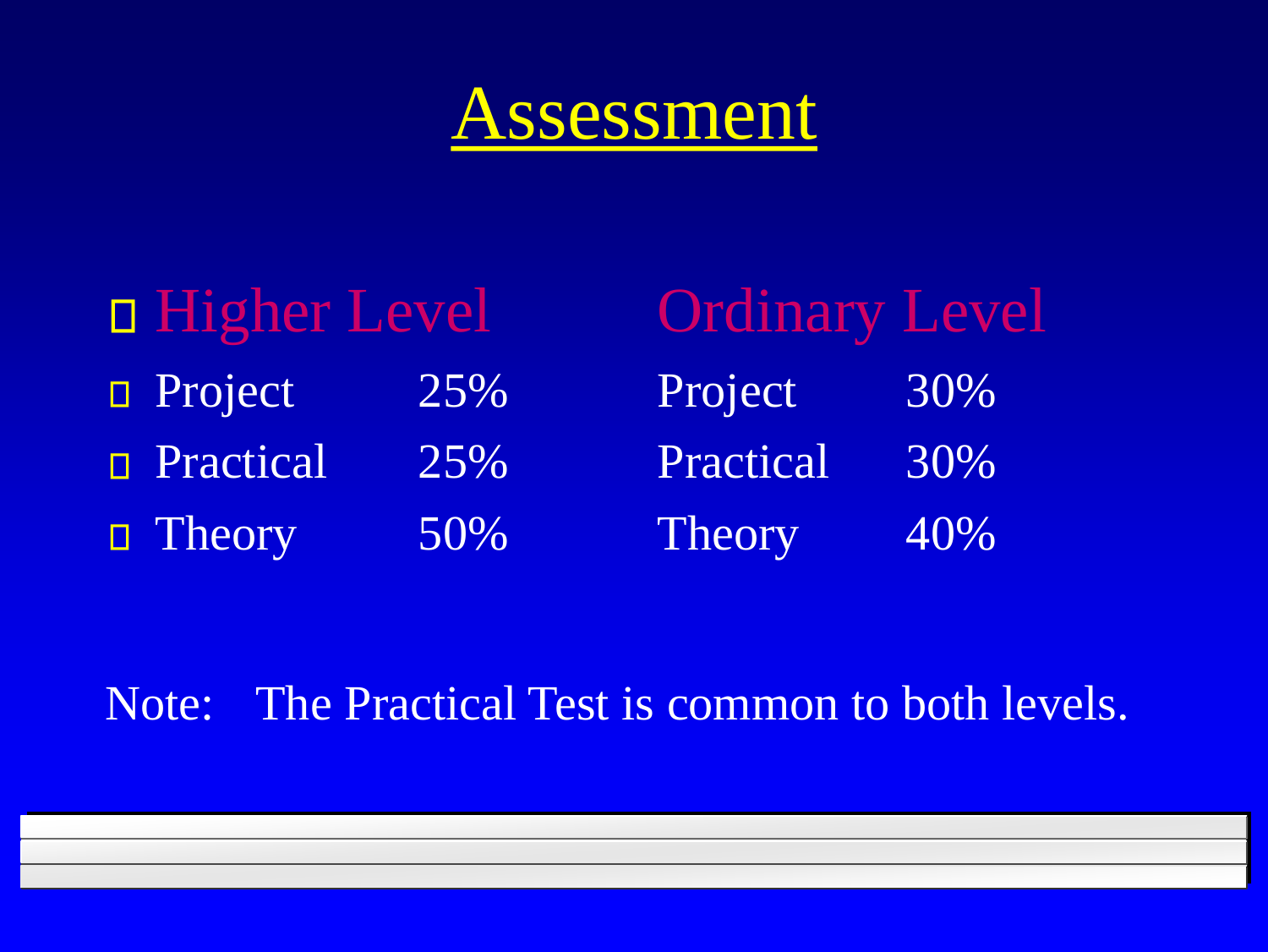# Assessment

| Higher Level | | Ordinary Level | |
|---|---|---|---|
| Project | 25% | Project | 30% |
| Practical | 25% | Practical | 30% |
| Theory | 50% | Theory | 40% |

Note: The Practical Test is common to both levels.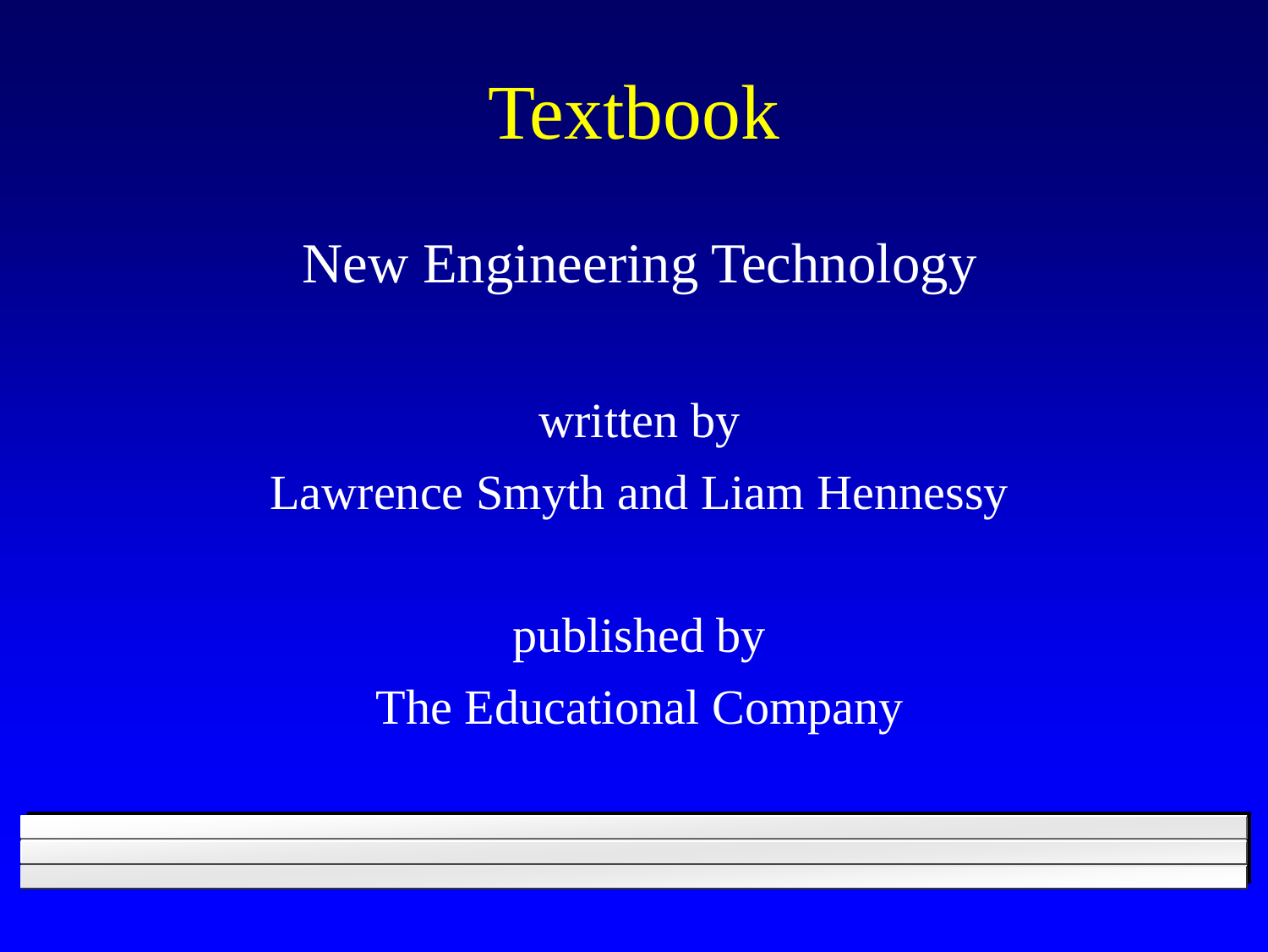# Textbook

New Engineering Technology

written by

Lawrence Smyth and Liam Hennessy

published by

The Educational Company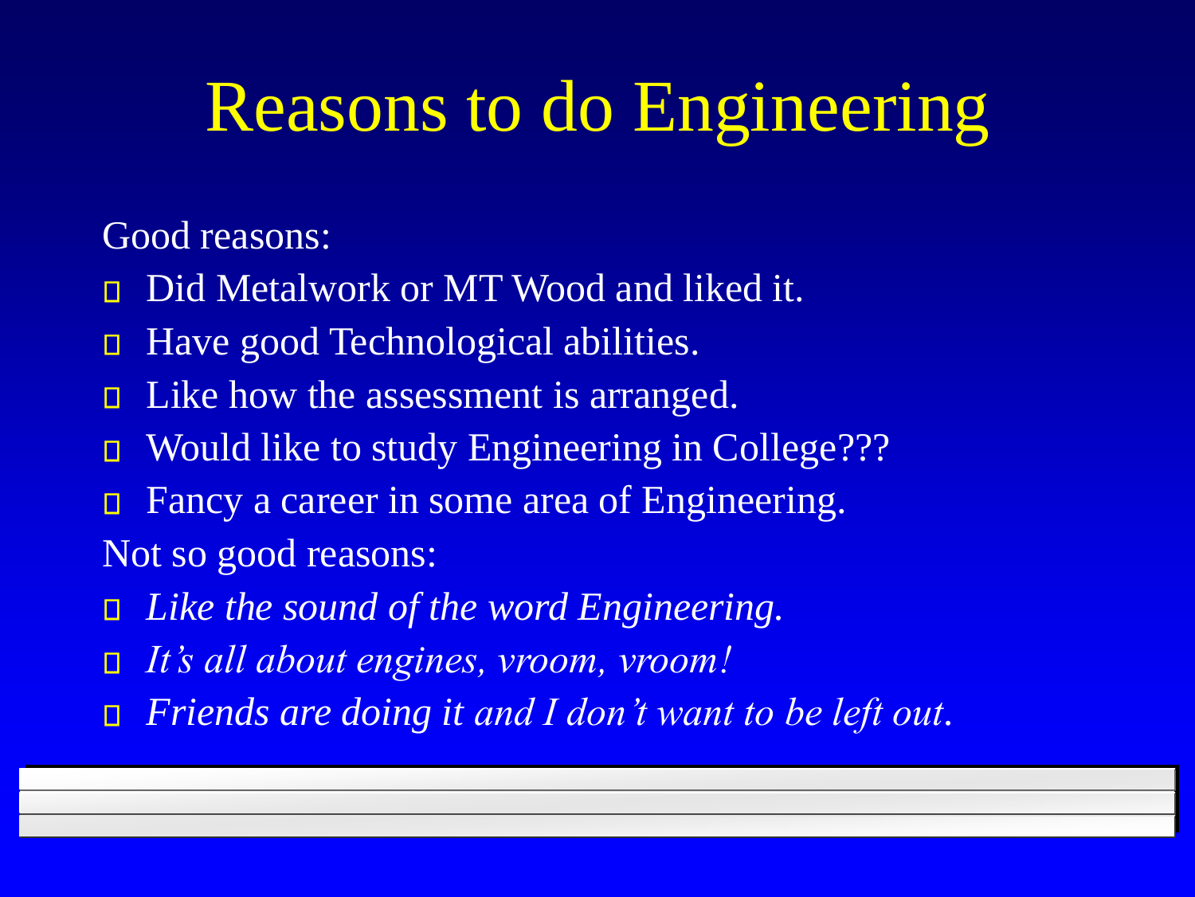# Reasons to do Engineering

Good reasons:

- Did Metalwork or MT Wood and liked it.
- Have good Technological abilities.
- Like how the assessment is arranged.
- Would like to study Engineering in College???
- Fancy a career in some area of Engineering.

Not so good reasons:

- *Like the sound of the word Engineering.*
- *It's all about engines, vroom, vroom!*
- *Friends are doing it and I don't want to be left out.*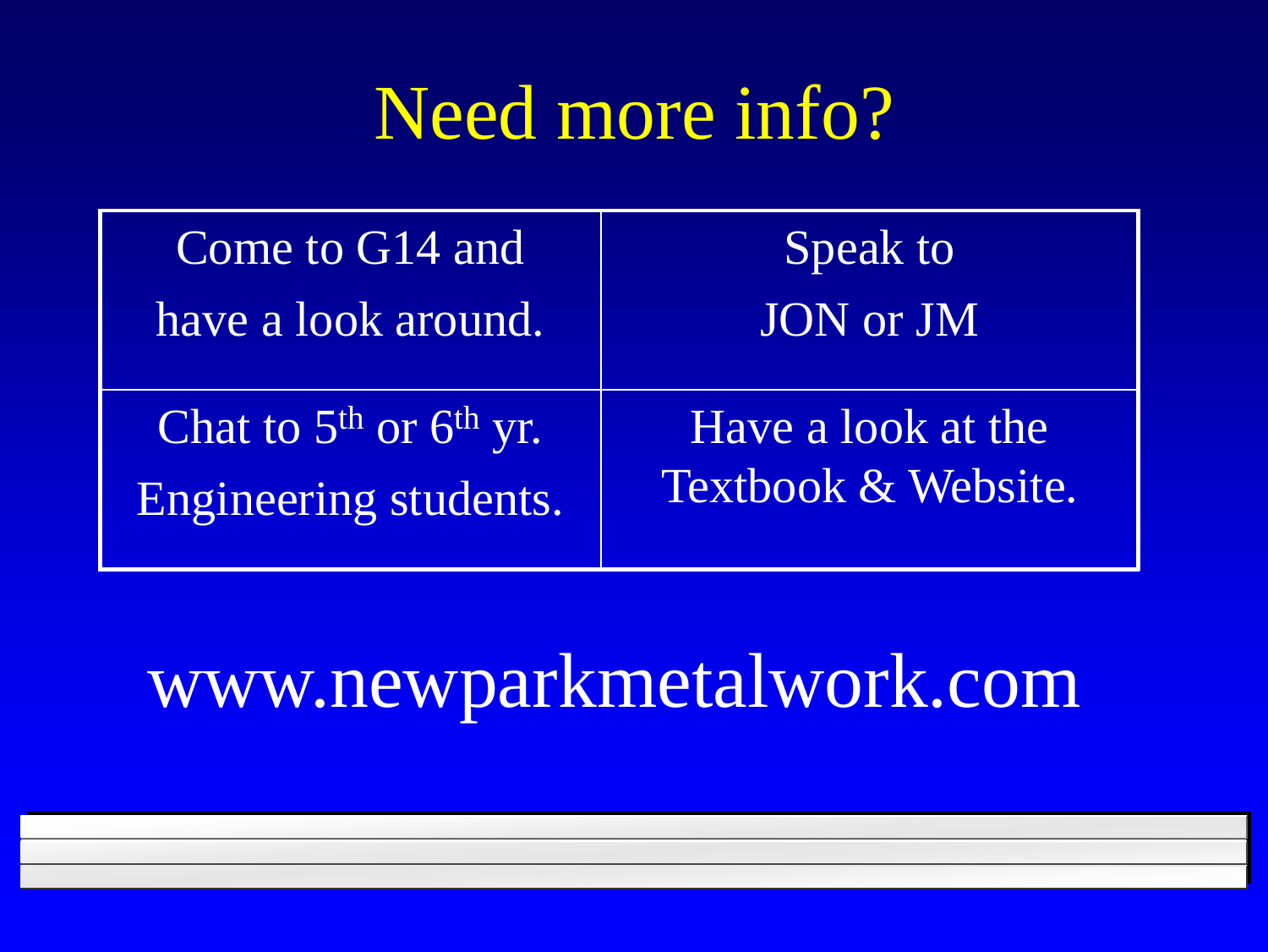# Need more info?

| Come to G14 and have a look around. | Speak to JON or JM |
|---|---|
| Chat to 5th or 6th yr. Engineering students. | Have a look at the Textbook & Website. |

www.newparkmetalwork.com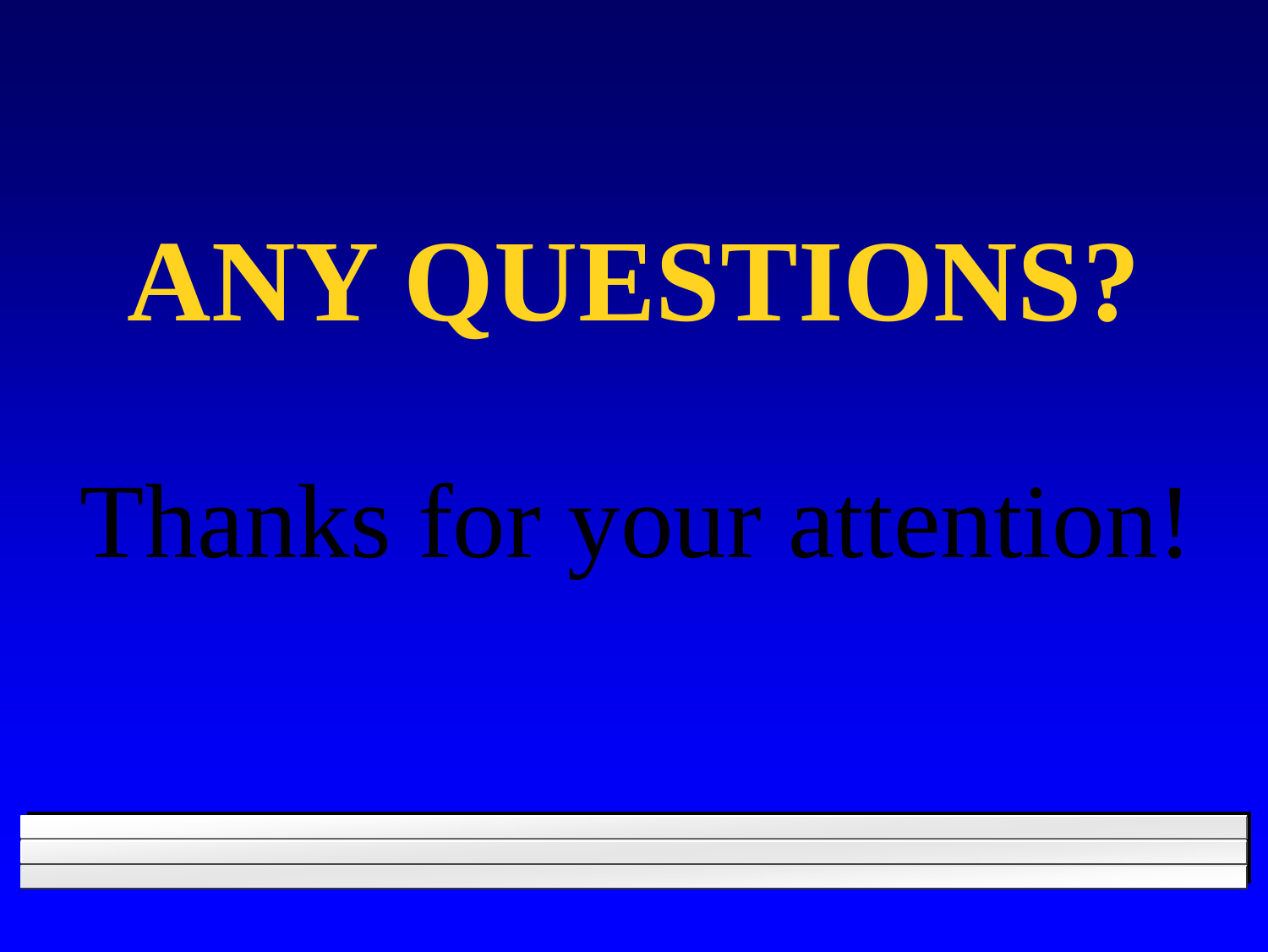# ANY QUESTIONS?

Thanks for your attention!